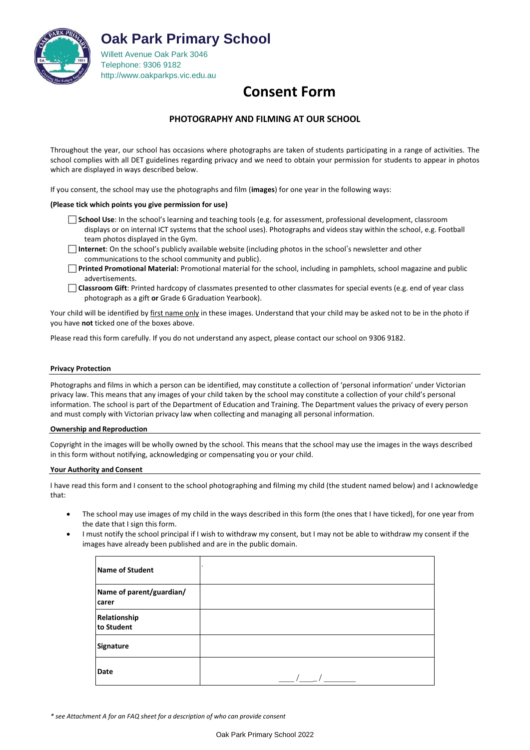# Oak Park Primary School

Willett Avenue Oak Park 3046
Telephone: 9306 9182
http://www.oakparkps.vic.edu.au

# Consent Form

## PHOTOGRAPHY AND FILMING AT OUR SCHOOL

Throughout the year, our school has occasions where photographs are taken of students participating in a range of activities. The school complies with all DET guidelines regarding privacy and we need to obtain your permission for students to appear in photos which are displayed in ways described below.

If you consent, the school may use the photographs and film (**images**) for one year in the following ways:

**(Please tick which points you give permission for use)**

- ☐ **School Use**: In the school's learning and teaching tools (e.g. for assessment, professional development, classroom displays or on internal ICT systems that the school uses). Photographs and videos stay within the school, e.g. Football team photos displayed in the Gym.
- ☐ **Internet**: On the school's publicly available website (including photos in the school's newsletter and other communications to the school community and public).
- ☐ **Printed Promotional Material:** Promotional material for the school, including in pamphlets, school magazine and public advertisements.
- ☐ **Classroom Gift**: Printed hardcopy of classmates presented to other classmates for special events (e.g. end of year class photograph as a gift **or** Grade 6 Graduation Yearbook).

Your child will be identified by <u>first name only</u> in these images. Understand that your child may be asked not to be in the photo if you have **not** ticked one of the boxes above.

Please read this form carefully. If you do not understand any aspect, please contact our school on 9306 9182.

**Privacy Protection**

Photographs and films in which a person can be identified, may constitute a collection of 'personal information' under Victorian privacy law. This means that any images of your child taken by the school may constitute a collection of your child's personal information. The school is part of the Department of Education and Training. The Department values the privacy of every person and must comply with Victorian privacy law when collecting and managing all personal information.

**Ownership and Reproduction**

Copyright in the images will be wholly owned by the school. This means that the school may use the images in the ways described in this form without notifying, acknowledging or compensating you or your child.

**Your Authority and Consent**

I have read this form and I consent to the school photographing and filming my child (the student named below) and I acknowledge that:

- The school may use images of my child in the ways described in this form (the ones that I have ticked), for one year from the date that I sign this form.
- I must notify the school principal if I wish to withdraw my consent, but I may not be able to withdraw my consent if the images have already been published and are in the public domain.

| | |
|---|---|
| **Name of Student** | |
| **Name of parent/guardian/ carer** | |
| **Relationship to Student** | |
| **Signature** | |
| **Date** | ____ /____ / ________ |

*\* see Attachment A for an FAQ sheet for a description of who can provide consent*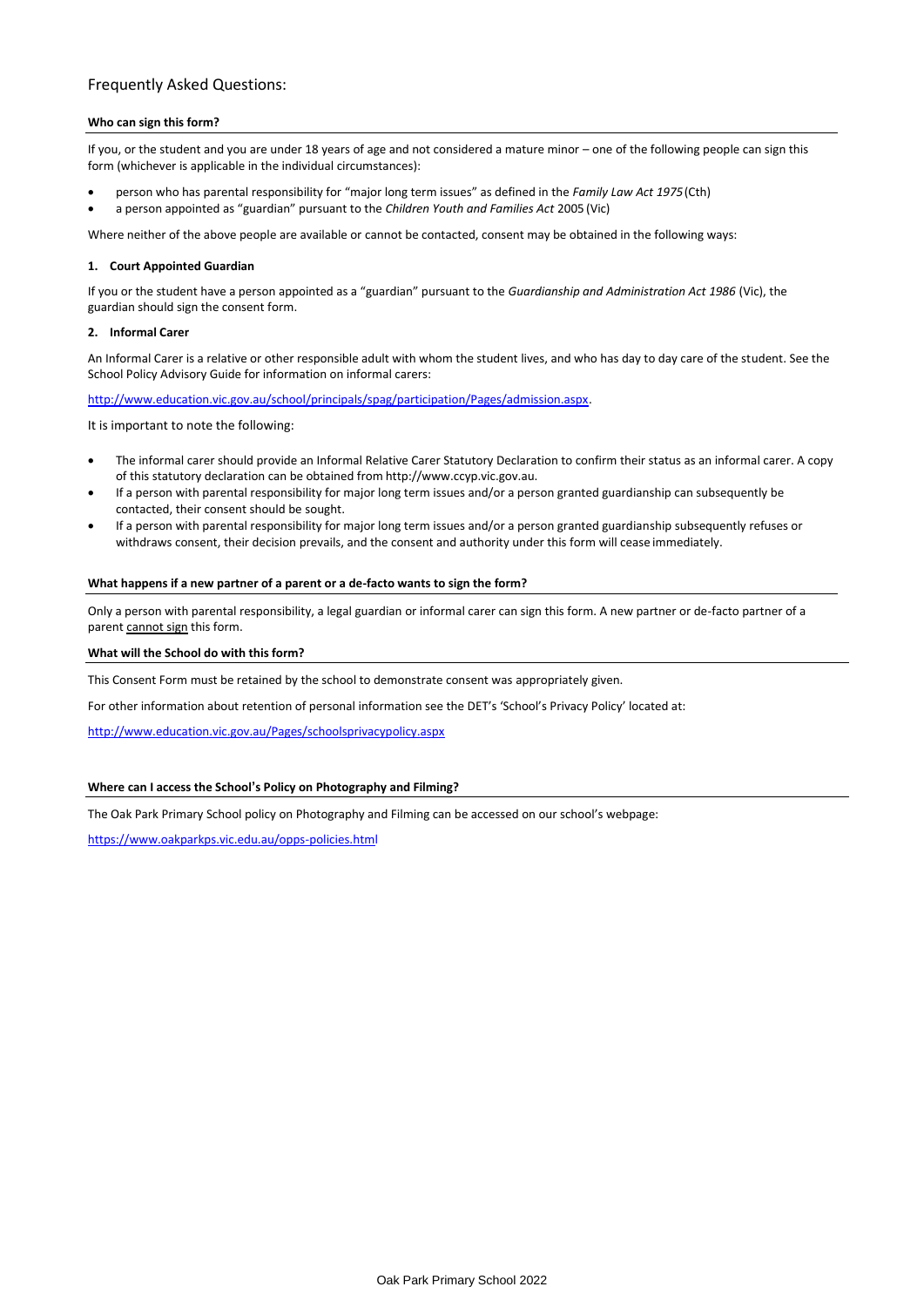## Frequently Asked Questions:

### Who can sign this form?

If you, or the student and you are under 18 years of age and not considered a mature minor – one of the following people can sign this form (whichever is applicable in the individual circumstances):

- person who has parental responsibility for "major long term issues" as defined in the *Family Law Act 1975* (Cth)
- a person appointed as "guardian" pursuant to the *Children Youth and Families Act* 2005 (Vic)

Where neither of the above people are available or cannot be contacted, consent may be obtained in the following ways:

**1. Court Appointed Guardian**

If you or the student have a person appointed as a "guardian" pursuant to the *Guardianship and Administration Act 1986* (Vic), the guardian should sign the consent form.

**2. Informal Carer**

An Informal Carer is a relative or other responsible adult with whom the student lives, and who has day to day care of the student. See the School Policy Advisory Guide for information on informal carers:

http://www.education.vic.gov.au/school/principals/spag/participation/Pages/admission.aspx.

It is important to note the following:

- The informal carer should provide an Informal Relative Carer Statutory Declaration to confirm their status as an informal carer. A copy of this statutory declaration can be obtained from http://www.ccyp.vic.gov.au.
- If a person with parental responsibility for major long term issues and/or a person granted guardianship can subsequently be contacted, their consent should be sought.
- If a person with parental responsibility for major long term issues and/or a person granted guardianship subsequently refuses or withdraws consent, their decision prevails, and the consent and authority under this form will cease immediately.

### What happens if a new partner of a parent or a de-facto wants to sign the form?

Only a person with parental responsibility, a legal guardian or informal carer can sign this form. A new partner or de-facto partner of a parent cannot sign this form.

### What will the School do with this form?

This Consent Form must be retained by the school to demonstrate consent was appropriately given.

For other information about retention of personal information see the DET's 'School's Privacy Policy' located at:

http://www.education.vic.gov.au/Pages/schoolsprivacypolicy.aspx

### Where can I access the School's Policy on Photography and Filming?

The Oak Park Primary School policy on Photography and Filming can be accessed on our school's webpage:

https://www.oakparkps.vic.edu.au/opps-policies.html